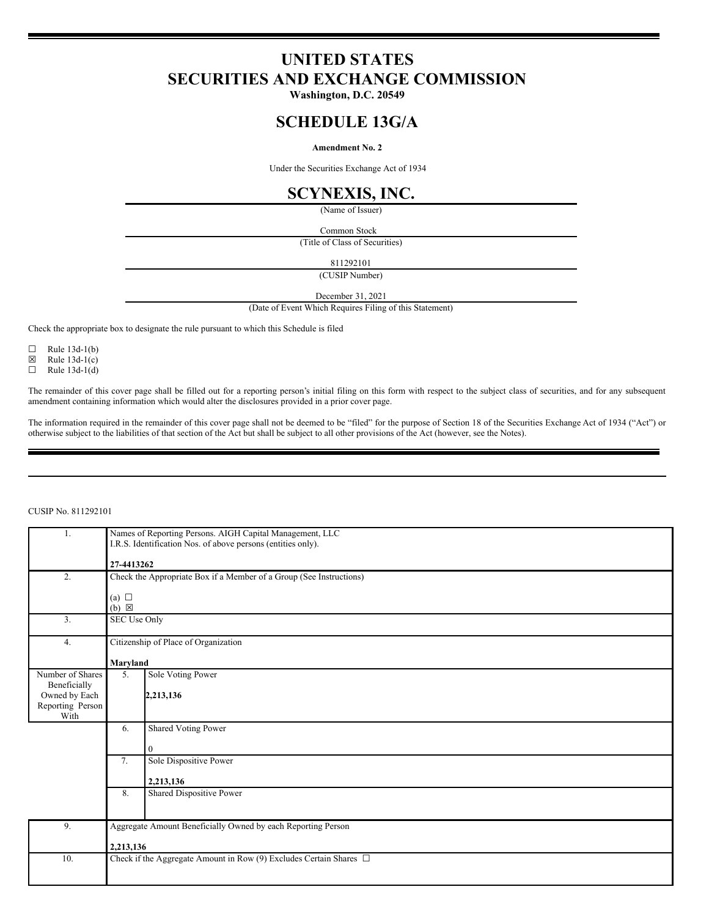# UNITED STATES
# SECURITIES AND EXCHANGE COMMISSION

**Washington, D.C. 20549**

## SCHEDULE 13G/A

**Amendment No. 2**

Under the Securities Exchange Act of 1934

## SCYNEXIS, INC.

(Name of Issuer)

Common Stock

(Title of Class of Securities)

811292101

(CUSIP Number)

December 31, 2021

(Date of Event Which Requires Filing of this Statement)

Check the appropriate box to designate the rule pursuant to which this Schedule is filed

☐ Rule 13d-1(b)
☒ Rule 13d-1(c)
☐ Rule 13d-1(d)

The remainder of this cover page shall be filled out for a reporting person's initial filing on this form with respect to the subject class of securities, and for any subsequent amendment containing information which would alter the disclosures provided in a prior cover page.

The information required in the remainder of this cover page shall not be deemed to be "filed" for the purpose of Section 18 of the Securities Exchange Act of 1934 ("Act") or otherwise subject to the liabilities of that section of the Act but shall be subject to all other provisions of the Act (however, see the Notes).

CUSIP No. 811292101

| | | |
|---|---|---|
| 1. | Names of Reporting Persons. AIGH Capital Management, LLC<br>I.R.S. Identification Nos. of above persons (entities only).<br><br>**27-4413262** | |
| 2. | Check the Appropriate Box if a Member of a Group (See Instructions)<br><br>(a) ☐<br>(b) ☒ | |
| 3. | SEC Use Only | |
| 4. | Citizenship of Place of Organization<br><br>**Maryland** | |
| Number of Shares Beneficially Owned by Each Reporting Person With | 5. | Sole Voting Power<br><br>**2,213,136** |
| | 6. | Shared Voting Power<br><br>0 |
| | 7. | Sole Dispositive Power<br><br>**2,213,136** |
| | 8. | Shared Dispositive Power |
| 9. | Aggregate Amount Beneficially Owned by each Reporting Person<br><br>**2,213,136** | |
| 10. | Check if the Aggregate Amount in Row (9) Excludes Certain Shares ☐ | |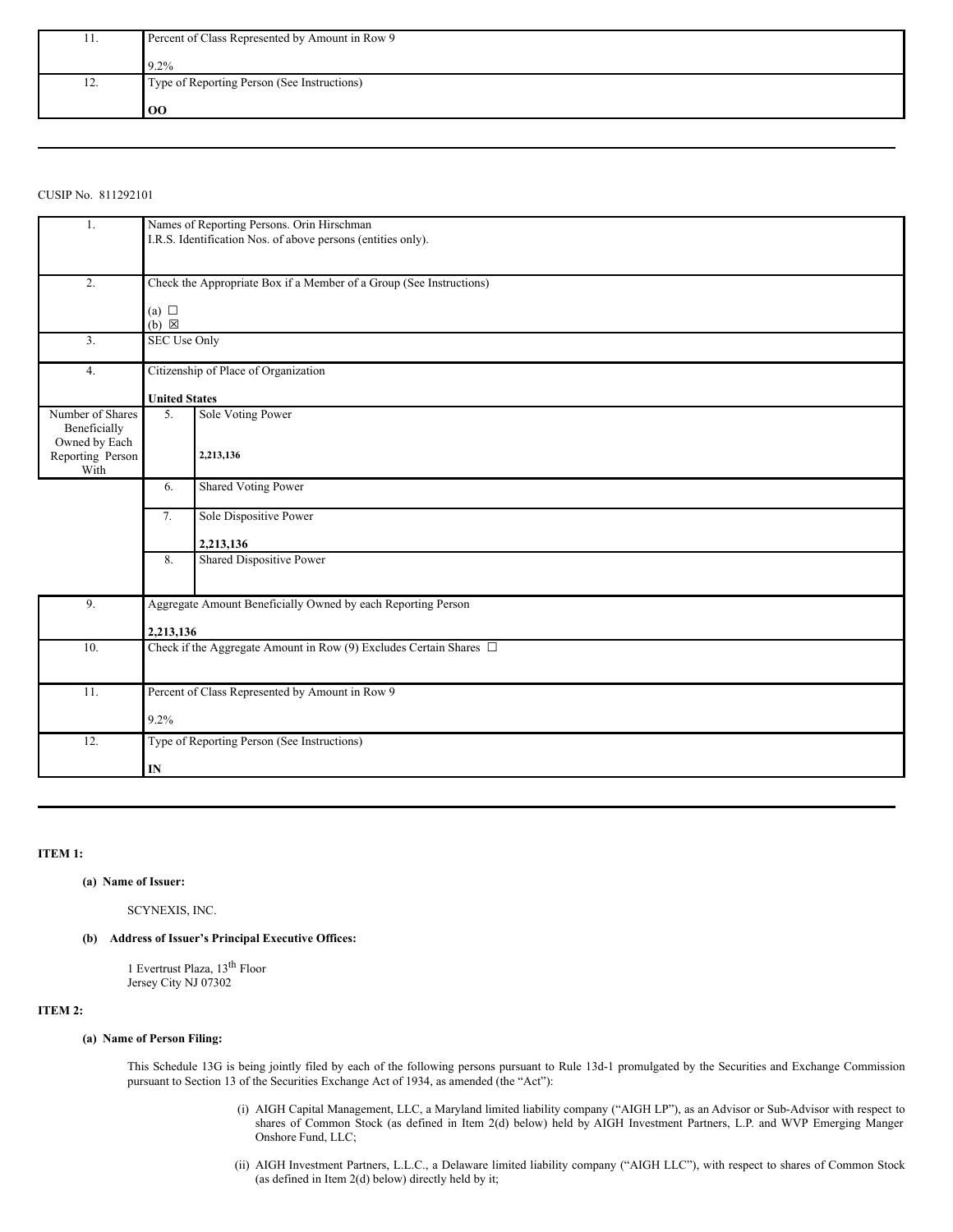| 11. | Percent of Class Represented by Amount in Row 9 |
|---|---|
| | 9.2% |
| 12. | Type of Reporting Person (See Instructions) |
| | **OO** |

---

CUSIP No. 811292101

| 1. | Names of Reporting Persons. Orin Hirschman<br>I.R.S. Identification Nos. of above persons (entities only). | |
|---|---|---|
| 2. | Check the Appropriate Box if a Member of a Group (See Instructions)<br>(a) ☐<br>(b) ☒ | |
| 3. | SEC Use Only | |
| 4. | Citizenship of Place of Organization<br>**United States** | |
| Number of Shares Beneficially Owned by Each Reporting Person With | 5. | Sole Voting Power<br>**2,213,136** |
| | 6. | Shared Voting Power |
| | 7. | Sole Dispositive Power<br>**2,213,136** |
| | 8. | Shared Dispositive Power |
| 9. | Aggregate Amount Beneficially Owned by each Reporting Person<br>**2,213,136** | |
| 10. | Check if the Aggregate Amount in Row (9) Excludes Certain Shares ☐ | |
| 11. | Percent of Class Represented by Amount in Row 9<br>9.2% | |
| 12. | Type of Reporting Person (See Instructions)<br>**IN** | |

---

**ITEM 1:**

**(a) Name of Issuer:**

SCYNEXIS, INC.

**(b) Address of Issuer's Principal Executive Offices:**

1 Evertrust Plaza, 13th Floor
Jersey City NJ 07302

**ITEM 2:**

**(a) Name of Person Filing:**

This Schedule 13G is being jointly filed by each of the following persons pursuant to Rule 13d-1 promulgated by the Securities and Exchange Commission pursuant to Section 13 of the Securities Exchange Act of 1934, as amended (the "Act"):

(i) AIGH Capital Management, LLC, a Maryland limited liability company ("AIGH LP"), as an Advisor or Sub-Advisor with respect to shares of Common Stock (as defined in Item 2(d) below) held by AIGH Investment Partners, L.P. and WVP Emerging Manger Onshore Fund, LLC;

(ii) AIGH Investment Partners, L.L.C., a Delaware limited liability company ("AIGH LLC"), with respect to shares of Common Stock (as defined in Item 2(d) below) directly held by it;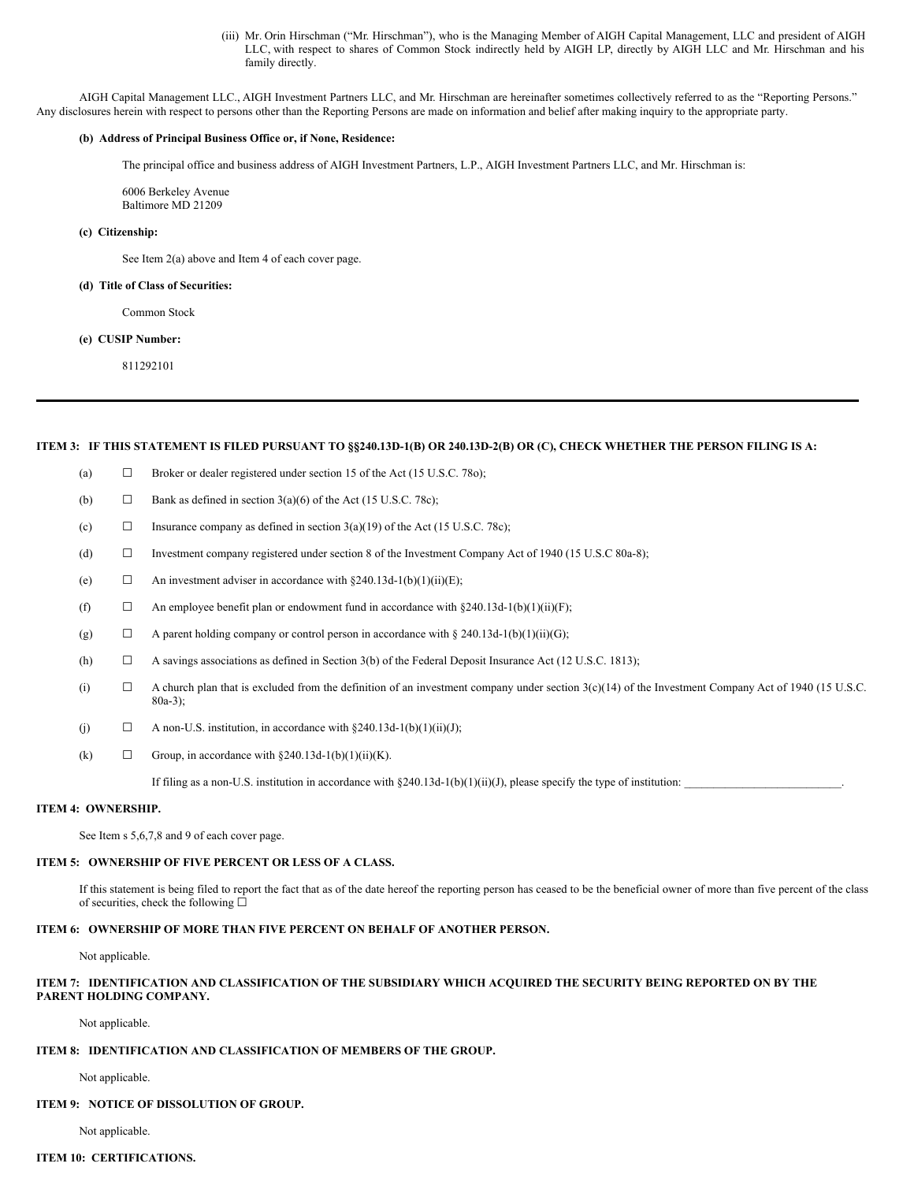(iii) Mr. Orin Hirschman ("Mr. Hirschman"), who is the Managing Member of AIGH Capital Management, LLC and president of AIGH LLC, with respect to shares of Common Stock indirectly held by AIGH LP, directly by AIGH LLC and Mr. Hirschman and his family directly.

AIGH Capital Management LLC., AIGH Investment Partners LLC, and Mr. Hirschman are hereinafter sometimes collectively referred to as the "Reporting Persons." Any disclosures herein with respect to persons other than the Reporting Persons are made on information and belief after making inquiry to the appropriate party.

**(b) Address of Principal Business Office or, if None, Residence:**

The principal office and business address of AIGH Investment Partners, L.P., AIGH Investment Partners LLC, and Mr. Hirschman is:

6006 Berkeley Avenue
Baltimore MD 21209

**(c) Citizenship:**

See Item 2(a) above and Item 4 of each cover page.

**(d) Title of Class of Securities:**

Common Stock

**(e) CUSIP Number:**

811292101

---

**ITEM 3: IF THIS STATEMENT IS FILED PURSUANT TO §§240.13D-1(B) OR 240.13D-2(B) OR (C), CHECK WHETHER THE PERSON FILING IS A:**

(a) ☐ Broker or dealer registered under section 15 of the Act (15 U.S.C. 78o);

(b) ☐ Bank as defined in section 3(a)(6) of the Act (15 U.S.C. 78c);

(c) ☐ Insurance company as defined in section 3(a)(19) of the Act (15 U.S.C. 78c);

(d) ☐ Investment company registered under section 8 of the Investment Company Act of 1940 (15 U.S.C 80a-8);

(e) ☐ An investment adviser in accordance with §240.13d-1(b)(1)(ii)(E);

(f) ☐ An employee benefit plan or endowment fund in accordance with §240.13d-1(b)(1)(ii)(F);

(g) ☐ A parent holding company or control person in accordance with § 240.13d-1(b)(1)(ii)(G);

(h) ☐ A savings associations as defined in Section 3(b) of the Federal Deposit Insurance Act (12 U.S.C. 1813);

(i) ☐ A church plan that is excluded from the definition of an investment company under section 3(c)(14) of the Investment Company Act of 1940 (15 U.S.C. 80a-3);

(j) ☐ A non-U.S. institution, in accordance with §240.13d-1(b)(1)(ii)(J);

(k) ☐ Group, in accordance with §240.13d-1(b)(1)(ii)(K).

If filing as a non-U.S. institution in accordance with §240.13d-1(b)(1)(ii)(J), please specify the type of institution: ___________________________.

**ITEM 4: OWNERSHIP.**

See Item s 5,6,7,8 and 9 of each cover page.

**ITEM 5: OWNERSHIP OF FIVE PERCENT OR LESS OF A CLASS.**

If this statement is being filed to report the fact that as of the date hereof the reporting person has ceased to be the beneficial owner of more than five percent of the class of securities, check the following ☐

**ITEM 6: OWNERSHIP OF MORE THAN FIVE PERCENT ON BEHALF OF ANOTHER PERSON.**

Not applicable.

**ITEM 7: IDENTIFICATION AND CLASSIFICATION OF THE SUBSIDIARY WHICH ACQUIRED THE SECURITY BEING REPORTED ON BY THE PARENT HOLDING COMPANY.**

Not applicable.

**ITEM 8: IDENTIFICATION AND CLASSIFICATION OF MEMBERS OF THE GROUP.**

Not applicable.

**ITEM 9: NOTICE OF DISSOLUTION OF GROUP.**

Not applicable.

**ITEM 10: CERTIFICATIONS.**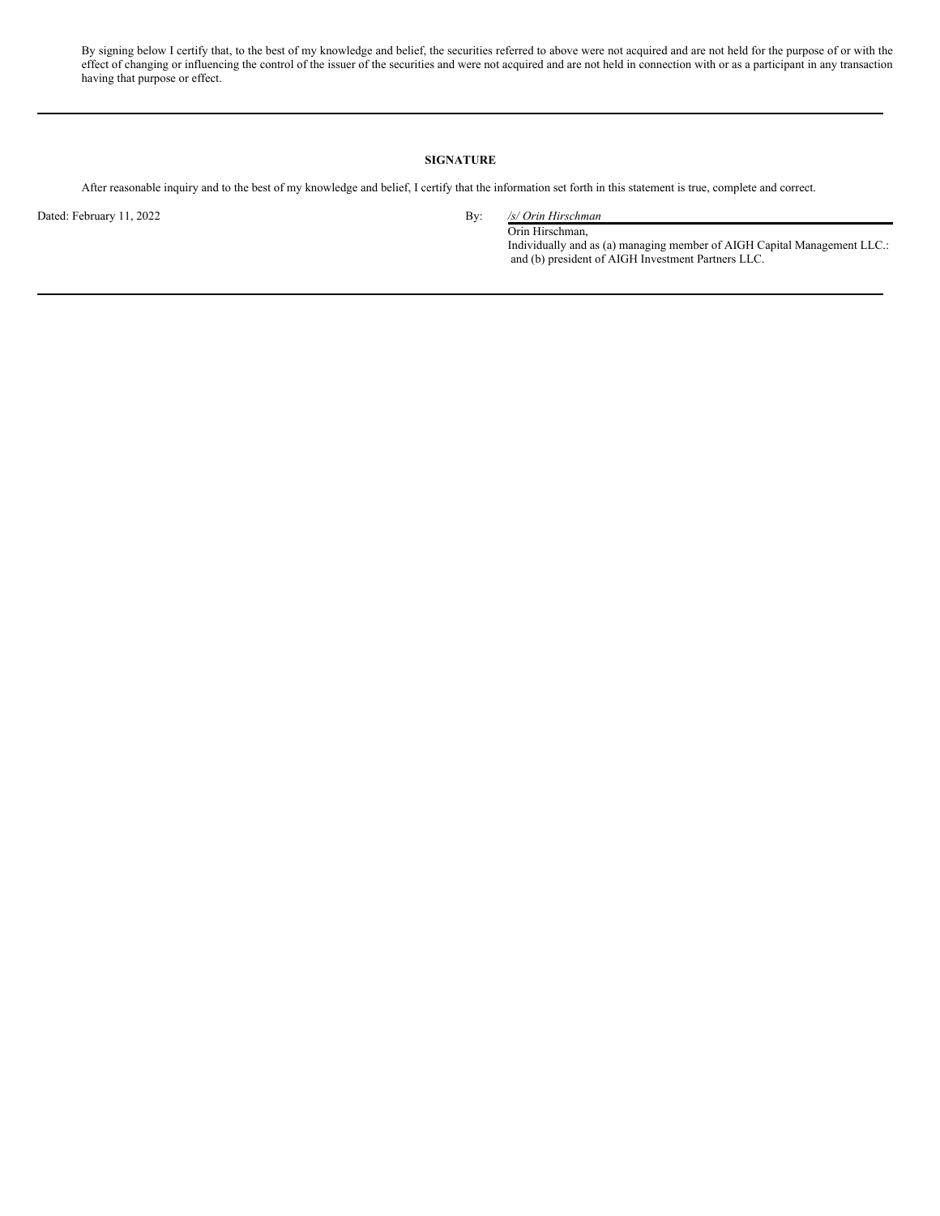By signing below I certify that, to the best of my knowledge and belief, the securities referred to above were not acquired and are not held for the purpose of or with the effect of changing or influencing the control of the issuer of the securities and were not acquired and are not held in connection with or as a participant in any transaction having that purpose or effect.

---

**SIGNATURE**

After reasonable inquiry and to the best of my knowledge and belief, I certify that the information set forth in this statement is true, complete and correct.

Dated: February 11, 2022

By: */s/ Orin Hirschman*

Orin Hirschman,
Individually and as (a) managing member of AIGH Capital Management LLC.: and (b) president of AIGH Investment Partners LLC.

---